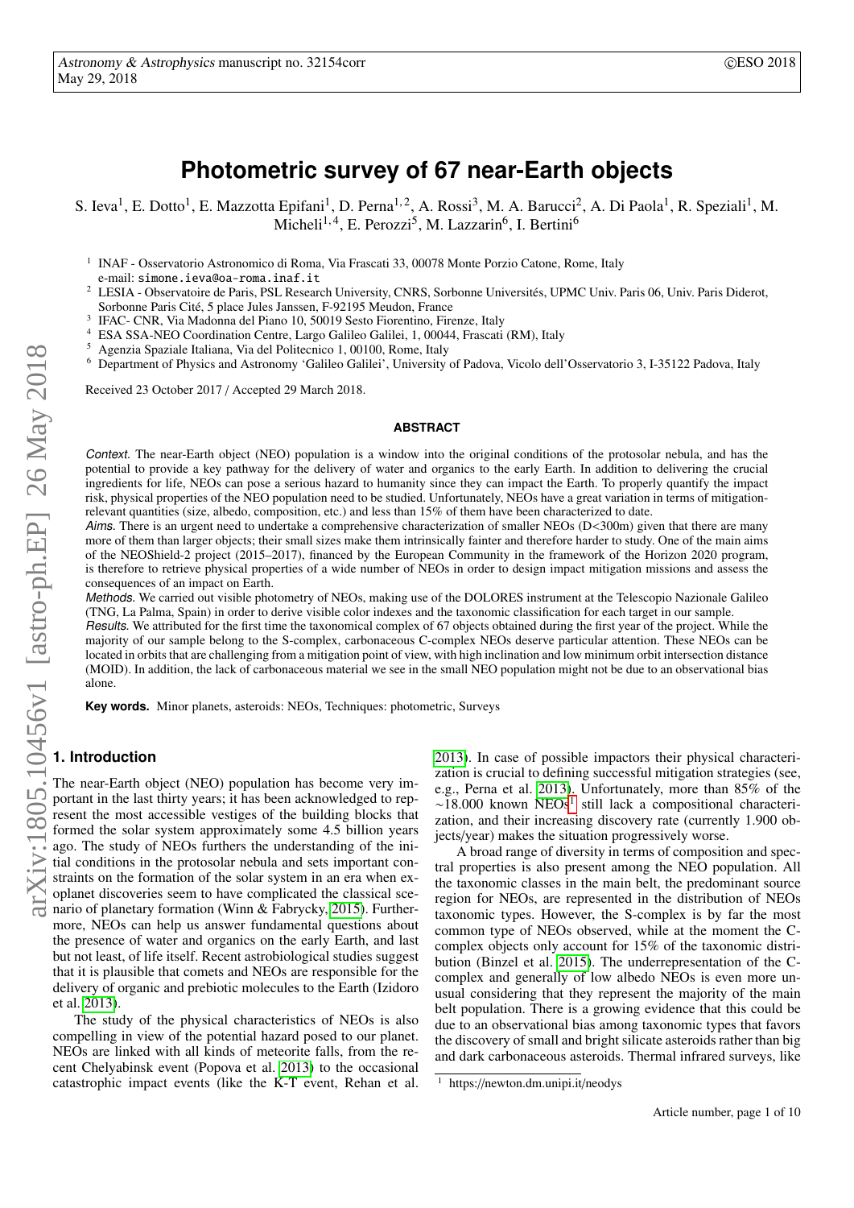# Photometric survey of 67 near-Earth objects

S. Ieva[1], E. Dotto[1], E. Mazzotta Epifani[1], D. Perna[1,2], A. Rossi[3], M. A. Barucci[2], A. Di Paola[1], R. Speziali[1], M. Micheli[1,4], E. Perozzi[5], M. Lazzarin[6], I. Bertini[6]

[1] INAF - Osservatorio Astronomico di Roma, Via Frascati 33, 00078 Monte Porzio Catone, Rome, Italy
e-mail: simone.ieva@oa-roma.inaf.it

[2] LESIA - Observatoire de Paris, PSL Research University, CNRS, Sorbonne Universités, UPMC Univ. Paris 06, Univ. Paris Diderot, Sorbonne Paris Cité, 5 place Jules Janssen, F-92195 Meudon, France

[3] IFAC- CNR, Via Madonna del Piano 10, 50019 Sesto Fiorentino, Firenze, Italy

[4] ESA SSA-NEO Coordination Centre, Largo Galileo Galilei, 1, 00044, Frascati (RM), Italy

[5] Agenzia Spaziale Italiana, Via del Politecnico 1, 00100, Rome, Italy

[6] Department of Physics and Astronomy 'Galileo Galilei', University of Padova, Vicolo dell'Osservatorio 3, I-35122 Padova, Italy

Received 23 October 2017 / Accepted 29 March 2018.

## ABSTRACT

*Context.* The near-Earth object (NEO) population is a window into the original conditions of the protosolar nebula, and has the potential to provide a key pathway for the delivery of water and organics to the early Earth. In addition to delivering the crucial ingredients for life, NEOs can pose a serious hazard to humanity since they can impact the Earth. To properly quantify the impact risk, physical properties of the NEO population need to be studied. Unfortunately, NEOs have a great variation in terms of mitigation-relevant quantities (size, albedo, composition, etc.) and less than 15% of them have been characterized to date.

*Aims.* There is an urgent need to undertake a comprehensive characterization of smaller NEOs (D<300m) given that there are many more of them than larger objects; their small sizes make them intrinsically fainter and therefore harder to study. One of the main aims of the NEOShield-2 project (2015–2017), financed by the European Community in the framework of the Horizon 2020 program, is therefore to retrieve physical properties of a wide number of NEOs in order to design impact mitigation missions and assess the consequences of an impact on Earth.

*Methods.* We carried out visible photometry of NEOs, making use of the DOLORES instrument at the Telescopio Nazionale Galileo (TNG, La Palma, Spain) in order to derive visible color indexes and the taxonomic classification for each target in our sample.

*Results.* We attributed for the first time the taxonomical complex of 67 objects obtained during the first year of the project. While the majority of our sample belong to the S-complex, carbonaceous C-complex NEOs deserve particular attention. These NEOs can be located in orbits that are challenging from a mitigation point of view, with high inclination and low minimum orbit intersection distance (MOID). In addition, the lack of carbonaceous material we see in the small NEO population might not be due to an observational bias alone.

**Key words.** Minor planets, asteroids: NEOs, Techniques: photometric, Surveys

## 1. Introduction

The near-Earth object (NEO) population has become very important in the last thirty years; it has been acknowledged to represent the most accessible vestiges of the building blocks that formed the solar system approximately some 4.5 billion years ago. The study of NEOs furthers the understanding of the initial conditions in the protosolar nebula and sets important constraints on the formation of the solar system in an era when exoplanet discoveries seem to have complicated the classical scenario of planetary formation (Winn & Fabrycky, 2015). Furthermore, NEOs can help us answer fundamental questions about the presence of water and organics on the early Earth, and last but not least, of life itself. Recent astrobiological studies suggest that it is plausible that comets and NEOs are responsible for the delivery of organic and prebiotic molecules to the Earth (Izidoro et al. 2013).

The study of the physical characteristics of NEOs is also compelling in view of the potential hazard posed to our planet. NEOs are linked with all kinds of meteorite falls, from the recent Chelyabinsk event (Popova et al. 2013) to the occasional catastrophic impact events (like the K-T event, Rehan et al. 2013). In case of possible impactors their physical characterization is crucial to defining successful mitigation strategies (see, e.g., Perna et al. 2013). Unfortunately, more than 85% of the ~18.000 known NEOs[1] still lack a compositional characterization, and their increasing discovery rate (currently 1.900 objects/year) makes the situation progressively worse.

A broad range of diversity in terms of composition and spectral properties is also present among the NEO population. All the taxonomic classes in the main belt, the predominant source region for NEOs, are represented in the distribution of NEOs taxonomic types. However, the S-complex is by far the most common type of NEOs observed, while at the moment the C-complex objects only account for 15% of the taxonomic distribution (Binzel et al. 2015). The underrepresentation of the C-complex and generally of low albedo NEOs is even more unusual considering that they represent the majority of the main belt population. There is a growing evidence that this could be due to an observational bias among taxonomic types that favors the discovery of small and bright silicate asteroids rather than big and dark carbonaceous asteroids. Thermal infrared surveys, like

[1] https://newton.dm.unipi.it/neodys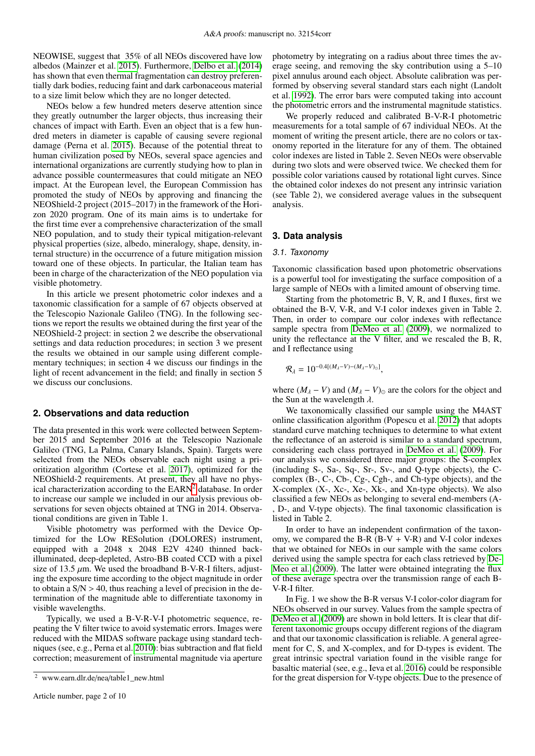NEOWISE, suggest that 35% of all NEOs discovered have low albedos (Mainzer et al. 2015). Furthermore, Delbo et al. (2014) has shown that even thermal fragmentation can destroy preferentially dark bodies, reducing faint and dark carbonaceous material to a size limit below which they are no longer detected.

NEOs below a few hundred meters deserve attention since they greatly outnumber the larger objects, thus increasing their chances of impact with Earth. Even an object that is a few hundred meters in diameter is capable of causing severe regional damage (Perna et al. 2015). Because of the potential threat to human civilization posed by NEOs, several space agencies and international organizations are currently studying how to plan in advance possible countermeasures that could mitigate an NEO impact. At the European level, the European Commission has promoted the study of NEOs by approving and financing the NEOShield-2 project (2015–2017) in the framework of the Horizon 2020 program. One of its main aims is to undertake for the first time ever a comprehensive characterization of the small NEO population, and to study their typical mitigation-relevant physical properties (size, albedo, mineralogy, shape, density, internal structure) in the occurrence of a future mitigation mission toward one of these objects. In particular, the Italian team has been in charge of the characterization of the NEO population via visible photometry.

In this article we present photometric color indexes and a taxonomic classification for a sample of 67 objects observed at the Telescopio Nazionale Galileo (TNG). In the following sections we report the results we obtained during the first year of the NEOShield-2 project: in section 2 we describe the observational settings and data reduction procedures; in section 3 we present the results we obtained in our sample using different complementary techniques; in section 4 we discuss our findings in the light of recent advancement in the field; and finally in section 5 we discuss our conclusions.

## 2. Observations and data reduction

The data presented in this work were collected between September 2015 and September 2016 at the Telescopio Nazionale Galileo (TNG, La Palma, Canary Islands, Spain). Targets were selected from the NEOs observable each night using a prioritization algorithm (Cortese et al. 2017), optimized for the NEOShield-2 requirements. At present, they all have no physical characterization according to the EARN[2] database. In order to increase our sample we included in our analysis previous observations for seven objects obtained at TNG in 2014. Observational conditions are given in Table 1.

Visible photometry was performed with the Device Optimized for the LOw RESolution (DOLORES) instrument, equipped with a 2048 x 2048 E2V 4240 thinned back-illuminated, deep-depleted, Astro-BB coated CCD with a pixel size of 13.5 $\mu$m. We used the broadband B-V-R-I filters, adjusting the exposure time according to the object magnitude in order to obtain a S/N > 40, thus reaching a level of precision in the determination of the magnitude able to differentiate taxonomy in visible wavelengths.

Typically, we used a B-V-R-V-I photometric sequence, repeating the V filter twice to avoid systematic errors. Images were reduced with the MIDAS software package using standard techniques (see, e.g., Perna et al. 2010): bias subtraction and flat field correction; measurement of instrumental magnitude via aperture photometry by integrating on a radius about three times the average seeing, and removing the sky contribution using a 5–10 pixel annulus around each object. Absolute calibration was performed by observing several standard stars each night (Landolt et al. 1992). The error bars were computed taking into account the photometric errors and the instrumental magnitude statistics.

We properly reduced and calibrated B-V-R-I photometric measurements for a total sample of 67 individual NEOs. At the moment of writing the present article, there are no colors or taxonomy reported in the literature for any of them. The obtained color indexes are listed in Table 2. Seven NEOs were observable during two slots and were observed twice. We checked them for possible color variations caused by rotational light curves. Since the obtained color indexes do not present any intrinsic variation (see Table 2), we considered average values in the subsequent analysis.

[2] www.earn.dlr.de/nea/table1_new.html

## 3. Data analysis

### 3.1. Taxonomy

Taxonomic classification based upon photometric observations is a powerful tool for investigating the surface composition of a large sample of NEOs with a limited amount of observing time.

Starting from the photometric B, V, R, and I fluxes, first we obtained the B-V, V-R, and V-I color indexes given in Table 2. Then, in order to compare our color indexes with reflectance sample spectra from DeMeo et al. (2009), we normalized to unity the reflectance at the V filter, and we rescaled the B, R, and I reflectance using

$$\mathcal{R}_\lambda = 10^{-0.4[(M_\lambda - V) - (M_\lambda - V)_\odot]},$$

where $(M_\lambda - V)$ and $(M_\lambda - V)_\odot$ are the colors for the object and the Sun at the wavelength $\lambda$.

We taxonomically classified our sample using the M4AST online classification algorithm (Popescu et al. 2012) that adopts standard curve matching techniques to determine to what extent the reflectance of an asteroid is similar to a standard spectrum, considering each class portrayed in DeMeo et al. (2009). For our analysis we considered three major groups: the S-complex (including S-, Sa-, Sq-, Sr-, Sv-, and Q-type objects), the C-complex (B-, C-, Cb-, Cg-, Cgh-, and Ch-type objects), and the X-complex (X-, Xc-, Xe-, Xk-, and Xn-type objects). We also classified a few NEOs as belonging to several end-members (A-, D-, and V-type objects). The final taxonomic classification is listed in Table 2.

In order to have an independent confirmation of the taxonomy, we compared the B-R (B-V + V-R) and V-I color indexes that we obtained for NEOs in our sample with the same colors derived using the sample spectra for each class retrieved by DeMeo et al. (2009). The latter were obtained integrating the flux of these average spectra over the transmission range of each B-V-R-I filter.

In Fig. 1 we show the B-R versus V-I color-color diagram for NEOs observed in our survey. Values from the sample spectra of DeMeo et al. (2009) are shown in bold letters. It is clear that different taxonomic groups occupy different regions of the diagram and that our taxonomic classification is reliable. A general agreement for C, S, and X-complex, and for D-types is evident. The great intrinsic spectral variation found in the visible range for basaltic material (see, e.g., Ieva et al. 2016) could be responsible for the great dispersion for V-type objects. Due to the presence of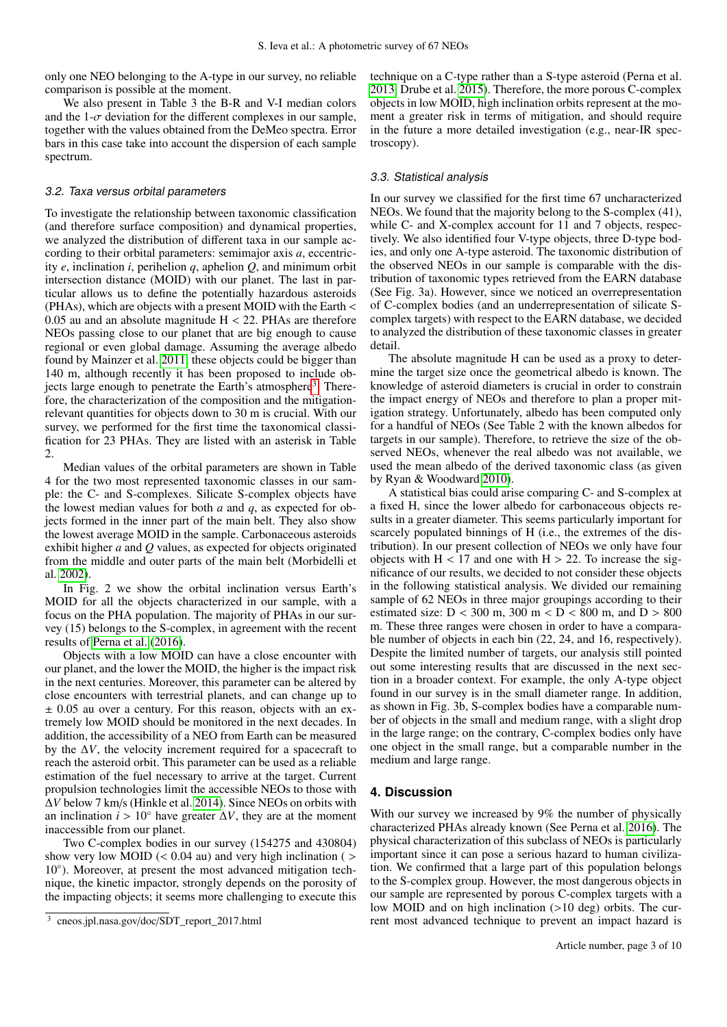only one NEO belonging to the A-type in our survey, no reliable comparison is possible at the moment.

We also present in Table 3 the B-R and V-I median colors and the 1-$\sigma$ deviation for the different complexes in our sample, together with the values obtained from the DeMeo spectra. Error bars in this case take into account the dispersion of each sample spectrum.

### 3.2. Taxa versus orbital parameters

To investigate the relationship between taxonomic classification (and therefore surface composition) and dynamical properties, we analyzed the distribution of different taxa in our sample according to their orbital parameters: semimajor axis $a$, eccentricity $e$, inclination $i$, perihelion $q$, aphelion $Q$, and minimum orbit intersection distance (MOID) with our planet. The last in particular allows us to define the potentially hazardous asteroids (PHAs), which are objects with a present MOID with the Earth < 0.05 au and an absolute magnitude H < 22. PHAs are therefore NEOs passing close to our planet that are big enough to cause regional or even global damage. Assuming the average albedo found by Mainzer et al. 2011, these objects could be bigger than 140 m, although recently it has been proposed to include objects large enough to penetrate the Earth's atmosphere[3]. Therefore, the characterization of the composition and the mitigation-relevant quantities for objects down to 30 m is crucial. With our survey, we performed for the first time the taxonomical classification for 23 PHAs. They are listed with an asterisk in Table 2.

Median values of the orbital parameters are shown in Table 4 for the two most represented taxonomic classes in our sample: the C- and S-complexes. Silicate S-complex objects have the lowest median values for both $a$ and $q$, as expected for objects formed in the inner part of the main belt. They also show the lowest average MOID in the sample. Carbonaceous asteroids exhibit higher $a$ and $Q$ values, as expected for objects originated from the middle and outer parts of the main belt (Morbidelli et al. 2002).

In Fig. 2 we show the orbital inclination versus Earth's MOID for all the objects characterized in our sample, with a focus on the PHA population. The majority of PHAs in our survey (15) belongs to the S-complex, in agreement with the recent results of Perna et al. (2016).

Objects with a low MOID can have a close encounter with our planet, and the lower the MOID, the higher is the impact risk in the next centuries. Moreover, this parameter can be altered by close encounters with terrestrial planets, and can change up to ± 0.05 au over a century. For this reason, objects with an extremely low MOID should be monitored in the next decades. In addition, the accessibility of a NEO from Earth can be measured by the $\Delta V$, the velocity increment required for a spacecraft to reach the asteroid orbit. This parameter can be used as a reliable estimation of the fuel necessary to arrive at the target. Current propulsion technologies limit the accessible NEOs to those with $\Delta V$ below 7 km/s (Hinkle et al. 2014). Since NEOs on orbits with an inclination $i > 10^{\circ}$ have greater $\Delta V$, they are at the moment inaccessible from our planet.

Two C-complex bodies in our survey (154275 and 430804) show very low MOID (< 0.04 au) and very high inclination ( > $10^{\circ}$). Moreover, at present the most advanced mitigation technique, the kinetic impactor, strongly depends on the porosity of the impacting objects; it seems more challenging to execute this technique on a C-type rather than a S-type asteroid (Perna et al. 2013; Drube et al. 2015). Therefore, the more porous C-complex objects in low MOID, high inclination orbits represent at the moment a greater risk in terms of mitigation, and should require in the future a more detailed investigation (e.g., near-IR spectroscopy).

### 3.3. Statistical analysis

In our survey we classified for the first time 67 uncharacterized NEOs. We found that the majority belong to the S-complex (41), while C- and X-complex account for 11 and 7 objects, respectively. We also identified four V-type objects, three D-type bodies, and only one A-type asteroid. The taxonomic distribution of the observed NEOs in our sample is comparable with the distribution of taxonomic types retrieved from the EARN database (See Fig. 3a). However, since we noticed an overrepresentation of C-complex bodies (and an underrepresentation of silicate S-complex targets) with respect to the EARN database, we decided to analyzed the distribution of these taxonomic classes in greater detail.

The absolute magnitude H can be used as a proxy to determine the target size once the geometrical albedo is known. The knowledge of asteroid diameters is crucial in order to constrain the impact energy of NEOs and therefore to plan a proper mitigation strategy. Unfortunately, albedo has been computed only for a handful of NEOs (See Table 2 with the known albedos for targets in our sample). Therefore, to retrieve the size of the observed NEOs, whenever the real albedo was not available, we used the mean albedo of the derived taxonomic class (as given by Ryan & Woodward 2010).

A statistical bias could arise comparing C- and S-complex at a fixed H, since the lower albedo for carbonaceous objects results in a greater diameter. This seems particularly important for scarcely populated binnings of H (i.e., the extremes of the distribution). In our present collection of NEOs we only have four objects with H < 17 and one with H > 22. To increase the significance of our results, we decided to not consider these objects in the following statistical analysis. We divided our remaining sample of 62 NEOs in three major groupings according to their estimated size: D < 300 m, 300 m < D < 800 m, and D > 800 m. These three ranges were chosen in order to have a comparable number of objects in each bin (22, 24, and 16, respectively). Despite the limited number of targets, our analysis still pointed out some interesting results that are discussed in the next section in a broader context. For example, the only A-type object found in our survey is in the small diameter range. In addition, as shown in Fig. 3b, S-complex bodies have a comparable number of objects in the small and medium range, with a slight drop in the large range; on the contrary, C-complex bodies only have one object in the small range, but a comparable number in the medium and large range.

## 4. Discussion

With our survey we increased by 9% the number of physically characterized PHAs already known (See Perna et al. 2016). The physical characterization of this subclass of NEOs is particularly important since it can pose a serious hazard to human civilization. We confirmed that a large part of this population belongs to the S-complex group. However, the most dangerous objects in our sample are represented by porous C-complex targets with a low MOID and on high inclination (>10 deg) orbits. The current most advanced technique to prevent an impact hazard is

[3] cneos.jpl.nasa.gov/doc/SDT_report_2017.html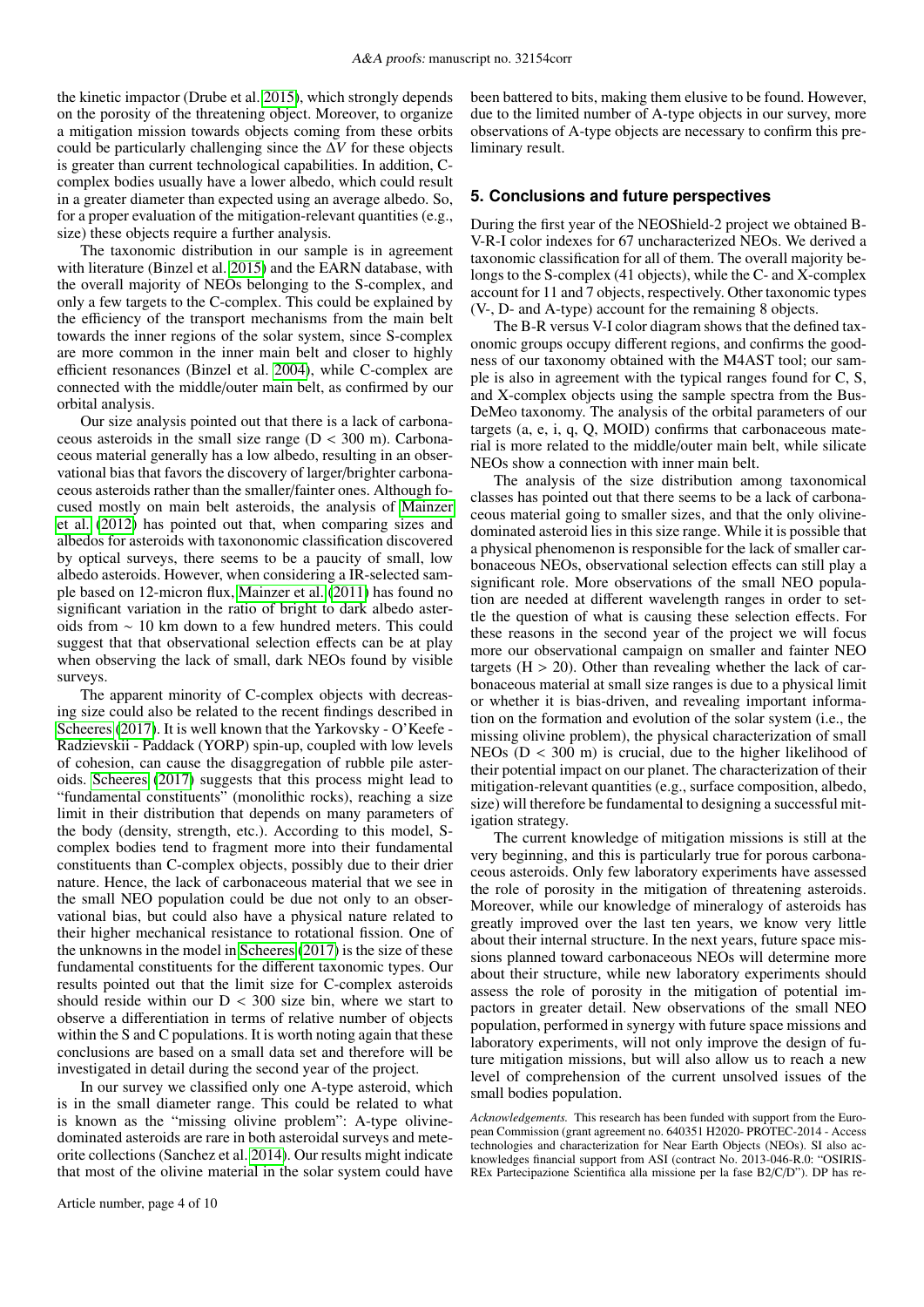the kinetic impactor (Drube et al. 2015), which strongly depends on the porosity of the threatening object. Moreover, to organize a mitigation mission towards objects coming from these orbits could be particularly challenging since the $\Delta V$ for these objects is greater than current technological capabilities. In addition, C-complex bodies usually have a lower albedo, which could result in a greater diameter than expected using an average albedo. So, for a proper evaluation of the mitigation-relevant quantities (e.g., size) these objects require a further analysis.

The taxonomic distribution in our sample is in agreement with literature (Binzel et al. 2015) and the EARN database, with the overall majority of NEOs belonging to the S-complex, and only a few targets to the C-complex. This could be explained by the efficiency of the transport mechanisms from the main belt towards the inner regions of the solar system, since S-complex are more common in the inner main belt and closer to highly efficient resonances (Binzel et al. 2004), while C-complex are connected with the middle/outer main belt, as confirmed by our orbital analysis.

Our size analysis pointed out that there is a lack of carbonaceous asteroids in the small size range (D < 300 m). Carbonaceous material generally has a low albedo, resulting in an observational bias that favors the discovery of larger/brighter carbonaceous asteroids rather than the smaller/fainter ones. Although focused mostly on main belt asteroids, the analysis of Mainzer et al. (2012) has pointed out that, when comparing sizes and albedos for asteroids with taxononomic classification discovered by optical surveys, there seems to be a paucity of small, low albedo asteroids. However, when considering a IR-selected sample based on 12-micron flux, Mainzer et al. (2011) has found no significant variation in the ratio of bright to dark albedo asteroids from $\sim$ 10 km down to a few hundred meters. This could suggest that that observational selection effects can be at play when observing the lack of small, dark NEOs found by visible surveys.

The apparent minority of C-complex objects with decreasing size could also be related to the recent findings described in Scheeres (2017). It is well known that the Yarkovsky - O'Keefe - Radzievskii - Paddack (YORP) spin-up, coupled with low levels of cohesion, can cause the disaggregation of rubble pile asteroids. Scheeres (2017) suggests that this process might lead to "fundamental constituents" (monolithic rocks), reaching a size limit in their distribution that depends on many parameters of the body (density, strength, etc.). According to this model, S-complex bodies tend to fragment more into their fundamental constituents than C-complex objects, possibly due to their drier nature. Hence, the lack of carbonaceous material that we see in the small NEO population could be due not only to an observational bias, but could also have a physical nature related to their higher mechanical resistance to rotational fission. One of the unknowns in the model in Scheeres (2017) is the size of these fundamental constituents for the different taxonomic types. Our results pointed out that the limit size for C-complex asteroids should reside within our D < 300 size bin, where we start to observe a differentiation in terms of relative number of objects within the S and C populations. It is worth noting again that these conclusions are based on a small data set and therefore will be investigated in detail during the second year of the project.

In our survey we classified only one A-type asteroid, which is in the small diameter range. This could be related to what is known as the "missing olivine problem": A-type olivine-dominated asteroids are rare in both asteroidal surveys and meteorite collections (Sanchez et al. 2014). Our results might indicate that most of the olivine material in the solar system could have been battered to bits, making them elusive to be found. However, due to the limited number of A-type objects in our survey, more observations of A-type objects are necessary to confirm this preliminary result.

## 5. Conclusions and future perspectives

During the first year of the NEOShield-2 project we obtained B-V-R-I color indexes for 67 uncharacterized NEOs. We derived a taxonomic classification for all of them. The overall majority belongs to the S-complex (41 objects), while the C- and X-complex account for 11 and 7 objects, respectively. Other taxonomic types (V-, D- and A-type) account for the remaining 8 objects.

The B-R versus V-I color diagram shows that the defined taxonomic groups occupy different regions, and confirms the goodness of our taxonomy obtained with the M4AST tool; our sample is also in agreement with the typical ranges found for C, S, and X-complex objects using the sample spectra from the Bus-DeMeo taxonomy. The analysis of the orbital parameters of our targets (a, e, i, q, Q, MOID) confirms that carbonaceous material is more related to the middle/outer main belt, while silicate NEOs show a connection with inner main belt.

The analysis of the size distribution among taxonomical classes has pointed out that there seems to be a lack of carbonaceous material going to smaller sizes, and that the only olivine-dominated asteroid lies in this size range. While it is possible that a physical phenomenon is responsible for the lack of smaller carbonaceous NEOs, observational selection effects can still play a significant role. More observations of the small NEO population are needed at different wavelength ranges in order to settle the question of what is causing these selection effects. For these reasons in the second year of the project we will focus more our observational campaign on smaller and fainter NEO targets (H > 20). Other than revealing whether the lack of carbonaceous material at small size ranges is due to a physical limit or whether it is bias-driven, and revealing important information on the formation and evolution of the solar system (i.e., the missing olivine problem), the physical characterization of small NEOs (D < 300 m) is crucial, due to the higher likelihood of their potential impact on our planet. The characterization of their mitigation-relevant quantities (e.g., surface composition, albedo, size) will therefore be fundamental to designing a successful mitigation strategy.

The current knowledge of mitigation missions is still at the very beginning, and this is particularly true for porous carbonaceous asteroids. Only few laboratory experiments have assessed the role of porosity in the mitigation of threatening asteroids. Moreover, while our knowledge of mineralogy of asteroids has greatly improved over the last ten years, we know very little about their internal structure. In the next years, future space missions planned toward carbonaceous NEOs will determine more about their structure, while new laboratory experiments should assess the role of porosity in the mitigation of potential impactors in greater detail. New observations of the small NEO population, performed in synergy with future space missions and laboratory experiments, will not only improve the design of future mitigation missions, but will also allow us to reach a new level of comprehension of the current unsolved issues of the small bodies population.

*Acknowledgements.* This research has been funded with support from the European Commission (grant agreement no. 640351 H2020- PROTEC-2014 - Access technologies and characterization for Near Earth Objects (NEOs). SI also acknowledges financial support from ASI (contract No. 2013-046-R.0: "OSIRIS-REx Partecipazione Scientifica alla missione per la fase B2/C/D"). DP has re-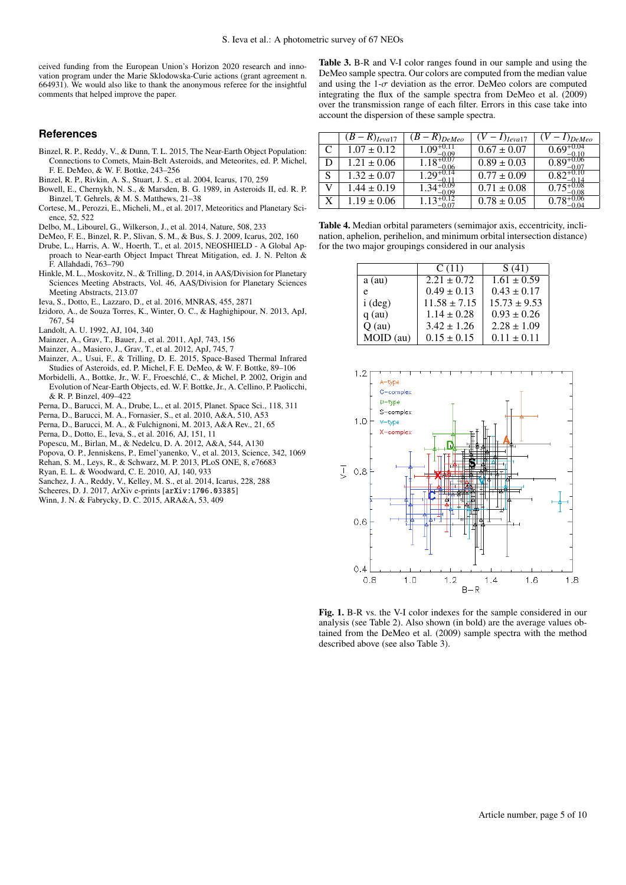ceived funding from the European Union's Horizon 2020 research and innovation programme under the Marie Sklodowska-Curie actions (grant agreement n. 664931). We would also like to thank the anonymous referee for the insightful comments that helped improve the paper.

## References

Binzel, R. P., Reddy, V., & Dunn, T. L. 2015, The Near-Earth Object Population: Connections to Comets, Main-Belt Asteroids, and Meteorites, ed. P. Michel, F. E. DeMeo, & W. F. Bottke, 243–256

Binzel, R. P., Rivkin, A. S., Stuart, J. S., et al. 2004, Icarus, 170, 259

Bowell, E., Chernykh, N. S., & Marsden, B. G. 1989, in Asteroids II, ed. R. P. Binzel, T. Gehrels, & M. S. Matthews, 21–38

Cortese, M., Perozzi, E., Micheli, M., et al. 2017, Meteoritics and Planetary Science, 52, 522

Delbo, M., Libourel, G., Wilkerson, J., et al. 2014, Nature, 508, 233

DeMeo, F. E., Binzel, R. P., Slivan, S. M., & Bus, S. J. 2009, Icarus, 202, 160

Drube, L., Harris, A. W., Hoerth, T., et al. 2015, NEOSHIELD - A Global Approach to Near-earth Object Impact Threat Mitigation, ed. J. N. Pelton & F. Allahdadi, 763–790

Hinkle, M. L., Moskovitz, N., & Trilling, D. 2014, in AAS/Division for Planetary Sciences Meeting Abstracts, Vol. 46, AAS/Division for Planetary Sciences Meeting Abstracts, 213.07

Ieva, S., Dotto, E., Lazzaro, D., et al. 2016, MNRAS, 455, 2871

Izidoro, A., de Souza Torres, K., Winter, O. C., & Haghighipour, N. 2013, ApJ, 767, 54

Landolt, A. U. 1992, AJ, 104, 340

Mainzer, A., Grav, T., Bauer, J., et al. 2011, ApJ, 743, 156

Mainzer, A., Masiero, J., Grav, T., et al. 2012, ApJ, 745, 7

Mainzer, A., Usui, F., & Trilling, D. E. 2015, Space-Based Thermal Infrared Studies of Asteroids, ed. P. Michel, F. E. DeMeo, & W. F. Bottke, 89–106

Morbidelli, A., Bottke, Jr., W. F., Froeschlé, C., & Michel, P. 2002, Origin and Evolution of Near-Earth Objects, ed. W. F. Bottke, Jr., A. Cellino, P. Paolicchi, & R. P. Binzel, 409–422

Perna, D., Barucci, M. A., Drube, L., et al. 2015, Planet. Space Sci., 118, 311

Perna, D., Barucci, M. A., Fornasier, S., et al. 2010, A&A, 510, A53

Perna, D., Barucci, M. A., & Fulchignoni, M. 2013, A&A Rev., 21, 65

Perna, D., Dotto, E., Ieva, S., et al. 2016, AJ, 151, 11

Popescu, M., Birlan, M., & Nedelcu, D. A. 2012, A&A, 544, A130

Popova, O. P., Jenniskens, P., Emel'yanenko, V., et al. 2013, Science, 342, 1069

Rehan, S. M., Leys, R., & Schwarz, M. P. 2013, PLoS ONE, 8, e76683

Ryan, E. L. & Woodward, C. E. 2010, AJ, 140, 933

Sanchez, J. A., Reddy, V., Kelley, M. S., et al. 2014, Icarus, 228, 288

Scheeres, D. J. 2017, ArXiv e-prints [arXiv:1706.03385]

Winn, J. N. & Fabrycky, D. C. 2015, ARA&A, 53, 409

**Table 3.** B-R and V-I color ranges found in our sample and using the DeMeo sample spectra. Our colors are computed from the median value and using the 1-$\sigma$ deviation as the error. DeMeo colors are computed integrating the flux of the sample spectra from DeMeo et al. (2009) over the transmission range of each filter. Errors in this case take into account the dispersion of these sample spectra.

| | $(B-R)_{Ieva17}$ | $(B-R)_{DeMeo}$ | $(V-I)_{Ieva17}$ | $(V-I)_{DeMeo}$ |
|---|---|---|---|---|
| C | $1.07 \pm 0.12$ | $1.09^{+0.11}_{-0.09}$ | $0.67 \pm 0.07$ | $0.69^{+0.04}_{-0.10}$ |
| D | $1.21 \pm 0.06$ | $1.18^{+0.07}_{-0.06}$ | $0.89 \pm 0.03$ | $0.89^{+0.06}_{-0.07}$ |
| S | $1.32 \pm 0.07$ | $1.29^{+0.14}_{-0.11}$ | $0.77 \pm 0.09$ | $0.82^{+0.10}_{-0.14}$ |
| V | $1.44 \pm 0.19$ | $1.34^{+0.09}_{-0.09}$ | $0.71 \pm 0.08$ | $0.75^{+0.08}_{-0.08}$ |
| X | $1.19 \pm 0.06$ | $1.13^{+0.12}_{-0.07}$ | $0.78 \pm 0.05$ | $0.78^{+0.06}_{-0.04}$ |

**Table 4.** Median orbital parameters (semimajor axis, eccentricity, inclination, aphelion, perihelion, and minimum orbital intersection distance) for the two major groupings considered in our analysis

| | C (11) | S (41) |
|---|---|---|
| a (au) | $2.21 \pm 0.72$ | $1.61 \pm 0.59$ |
| e | $0.49 \pm 0.13$ | $0.43 \pm 0.17$ |
| i (deg) | $11.58 \pm 7.15$ | $15.73 \pm 9.53$ |
| q (au) | $1.14 \pm 0.28$ | $0.93 \pm 0.26$ |
| Q (au) | $3.42 \pm 1.26$ | $2.28 \pm 1.09$ |
| MOID (au) | $0.15 \pm 0.15$ | $0.11 \pm 0.11$ |

**Fig. 1.** B-R vs. the V-I color indexes for the sample considered in our analysis (see Table 2). Also shown (in bold) are the average values obtained from the DeMeo et al. (2009) sample spectra with the method described above (see also Table 3).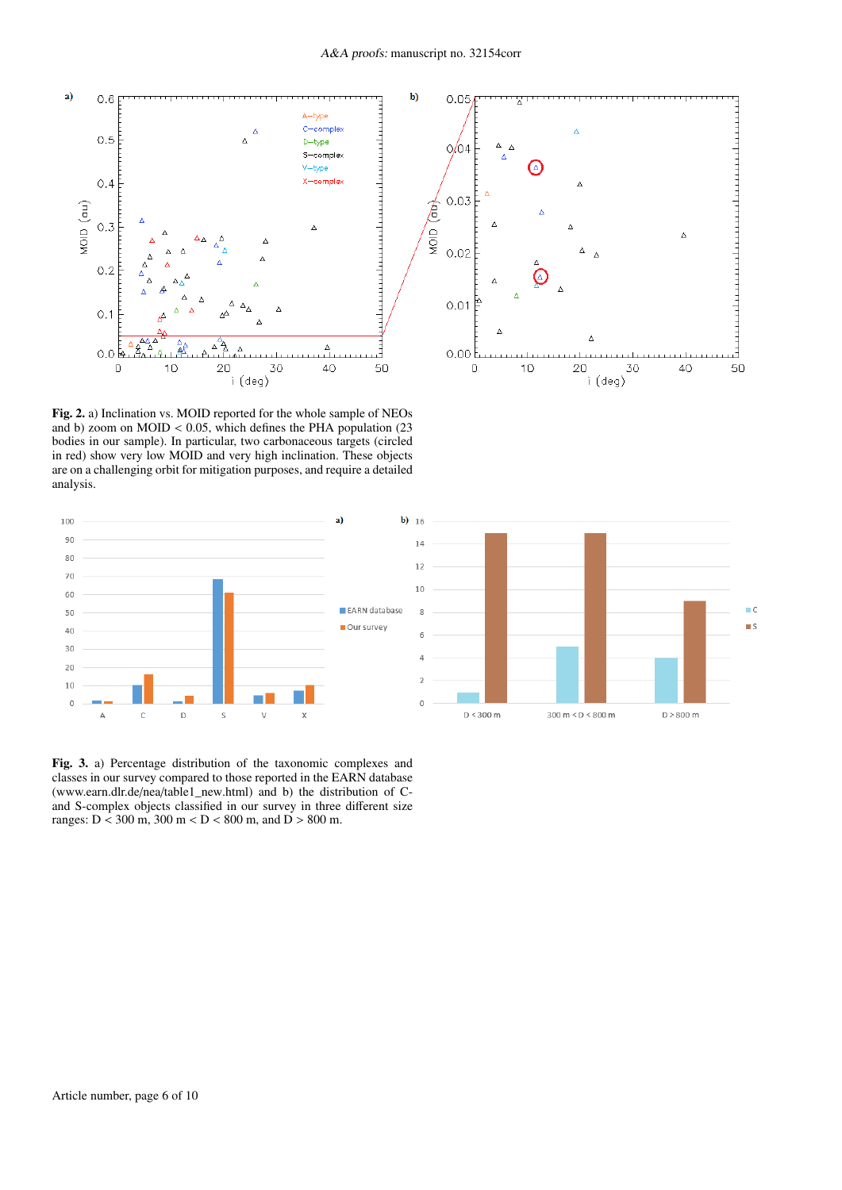**Fig. 2.** a) Inclination vs. MOID reported for the whole sample of NEOs and b) zoom on MOID < 0.05, which defines the PHA population (23 bodies in our sample). In particular, two carbonaceous targets (circled in red) show very low MOID and very high inclination. These objects are on a challenging orbit for mitigation purposes, and require a detailed analysis.

**Fig. 3.** a) Percentage distribution of the taxonomic complexes and classes in our survey compared to those reported in the EARN database (www.earn.dlr.de/nea/table1_new.html) and b) the distribution of C- and S-complex objects classified in our survey in three different size ranges: D < 300 m, 300 m < D < 800 m, and D > 800 m.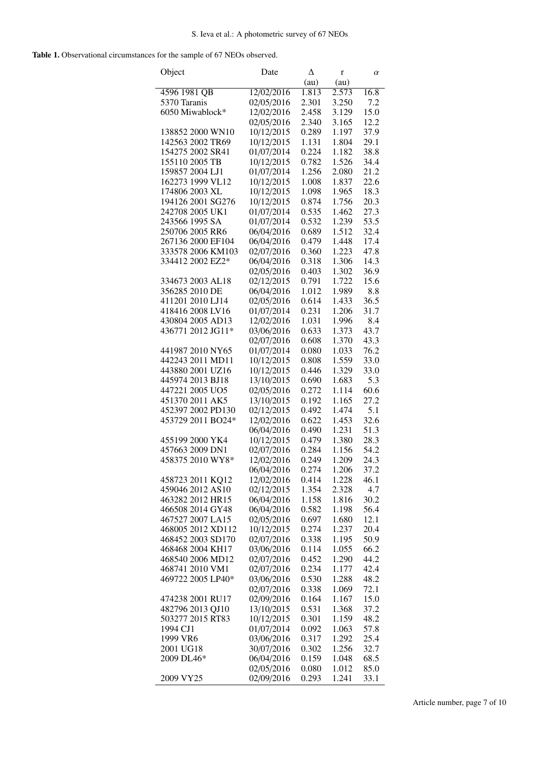**Table 1.** Observational circumstances for the sample of 67 NEOs observed.

| Object | Date | Δ (au) | r (au) | $\alpha$ |
|---|---|---|---|---|
| 4596 1981 QB | 12/02/2016 | 1.813 | 2.573 | 16.8 |
| 5370 Taranis | 02/05/2016 | 2.301 | 3.250 | 7.2 |
| 6050 Miwablock* | 12/02/2016 | 2.458 | 3.129 | 15.0 |
| | 02/05/2016 | 2.340 | 3.165 | 12.2 |
| 138852 2000 WN10 | 10/12/2015 | 0.289 | 1.197 | 37.9 |
| 142563 2002 TR69 | 10/12/2015 | 1.131 | 1.804 | 29.1 |
| 154275 2002 SR41 | 01/07/2014 | 0.224 | 1.182 | 38.8 |
| 155110 2005 TB | 10/12/2015 | 0.782 | 1.526 | 34.4 |
| 159857 2004 LJ1 | 01/07/2014 | 1.256 | 2.080 | 21.2 |
| 162273 1999 VL12 | 10/12/2015 | 1.008 | 1.837 | 22.6 |
| 174806 2003 XL | 10/12/2015 | 1.098 | 1.965 | 18.3 |
| 194126 2001 SG276 | 10/12/2015 | 0.874 | 1.756 | 20.3 |
| 242708 2005 UK1 | 01/07/2014 | 0.535 | 1.462 | 27.3 |
| 243566 1995 SA | 01/07/2014 | 0.532 | 1.239 | 53.5 |
| 250706 2005 RR6 | 06/04/2016 | 0.689 | 1.512 | 32.4 |
| 267136 2000 EF104 | 06/04/2016 | 0.479 | 1.448 | 17.4 |
| 333578 2006 KM103 | 02/07/2016 | 0.360 | 1.223 | 47.8 |
| 334412 2002 EZ2* | 06/04/2016 | 0.318 | 1.306 | 14.3 |
| | 02/05/2016 | 0.403 | 1.302 | 36.9 |
| 334673 2003 AL18 | 02/12/2015 | 0.791 | 1.722 | 15.6 |
| 356285 2010 DE | 06/04/2016 | 1.012 | 1.989 | 8.8 |
| 411201 2010 LJ14 | 02/05/2016 | 0.614 | 1.433 | 36.5 |
| 418416 2008 LV16 | 01/07/2014 | 0.231 | 1.206 | 31.7 |
| 430804 2005 AD13 | 12/02/2016 | 1.031 | 1.996 | 8.4 |
| 436771 2012 JG11* | 03/06/2016 | 0.633 | 1.373 | 43.7 |
| | 02/07/2016 | 0.608 | 1.370 | 43.3 |
| 441987 2010 NY65 | 01/07/2014 | 0.080 | 1.033 | 76.2 |
| 442243 2011 MD11 | 10/12/2015 | 0.808 | 1.559 | 33.0 |
| 443880 2001 UZ16 | 10/12/2015 | 0.446 | 1.329 | 33.0 |
| 445974 2013 BJ18 | 13/10/2015 | 0.690 | 1.683 | 5.3 |
| 447221 2005 UO5 | 02/05/2016 | 0.272 | 1.114 | 60.6 |
| 451370 2011 AK5 | 13/10/2015 | 0.192 | 1.165 | 27.2 |
| 452397 2002 PD130 | 02/12/2015 | 0.492 | 1.474 | 5.1 |
| 453729 2011 BO24* | 12/02/2016 | 0.622 | 1.453 | 32.6 |
| | 06/04/2016 | 0.490 | 1.231 | 51.3 |
| 455199 2000 YK4 | 10/12/2015 | 0.479 | 1.380 | 28.3 |
| 457663 2009 DN1 | 02/07/2016 | 0.284 | 1.156 | 54.2 |
| 458375 2010 WY8* | 12/02/2016 | 0.249 | 1.209 | 24.3 |
| | 06/04/2016 | 0.274 | 1.206 | 37.2 |
| 458723 2011 KQ12 | 12/02/2016 | 0.414 | 1.228 | 46.1 |
| 459046 2012 AS10 | 02/12/2015 | 1.354 | 2.328 | 4.7 |
| 463282 2012 HR15 | 06/04/2016 | 1.158 | 1.816 | 30.2 |
| 466508 2014 GY48 | 06/04/2016 | 0.582 | 1.198 | 56.4 |
| 467527 2007 LA15 | 02/05/2016 | 0.697 | 1.680 | 12.1 |
| 468005 2012 XD112 | 10/12/2015 | 0.274 | 1.237 | 20.4 |
| 468452 2003 SD170 | 02/07/2016 | 0.338 | 1.195 | 50.9 |
| 468468 2004 KH17 | 03/06/2016 | 0.114 | 1.055 | 66.2 |
| 468540 2006 MD12 | 02/07/2016 | 0.452 | 1.290 | 44.2 |
| 468741 2010 VM1 | 02/07/2016 | 0.234 | 1.177 | 42.4 |
| 469722 2005 LP40* | 03/06/2016 | 0.530 | 1.288 | 48.2 |
| | 02/07/2016 | 0.338 | 1.069 | 72.1 |
| 474238 2001 RU17 | 02/09/2016 | 0.164 | 1.167 | 15.0 |
| 482796 2013 QJ10 | 13/10/2015 | 0.531 | 1.368 | 37.2 |
| 503277 2015 RT83 | 10/12/2015 | 0.301 | 1.159 | 48.2 |
| 1994 CJ1 | 01/07/2014 | 0.092 | 1.063 | 57.8 |
| 1999 VR6 | 03/06/2016 | 0.317 | 1.292 | 25.4 |
| 2001 UG18 | 30/07/2016 | 0.302 | 1.256 | 32.7 |
| 2009 DL46* | 06/04/2016 | 0.159 | 1.048 | 68.5 |
| | 02/05/2016 | 0.080 | 1.012 | 85.0 |
| 2009 VY25 | 02/09/2016 | 0.293 | 1.241 | 33.1 |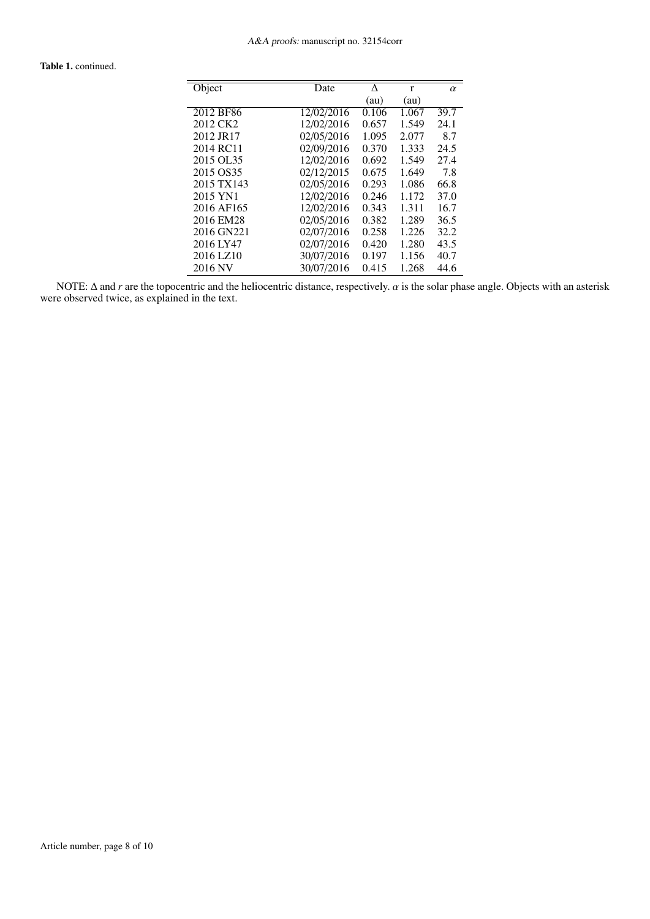**Table 1.** continued.

| Object | Date | $\Delta$ (au) | r (au) | $\alpha$ |
|---|---|---|---|---|
| 2012 BF86 | 12/02/2016 | 0.106 | 1.067 | 39.7 |
| 2012 CK2 | 12/02/2016 | 0.657 | 1.549 | 24.1 |
| 2012 JR17 | 02/05/2016 | 1.095 | 2.077 | 8.7 |
| 2014 RC11 | 02/09/2016 | 0.370 | 1.333 | 24.5 |
| 2015 OL35 | 12/02/2016 | 0.692 | 1.549 | 27.4 |
| 2015 OS35 | 02/12/2015 | 0.675 | 1.649 | 7.8 |
| 2015 TX143 | 02/05/2016 | 0.293 | 1.086 | 66.8 |
| 2015 YN1 | 12/02/2016 | 0.246 | 1.172 | 37.0 |
| 2016 AF165 | 12/02/2016 | 0.343 | 1.311 | 16.7 |
| 2016 EM28 | 02/05/2016 | 0.382 | 1.289 | 36.5 |
| 2016 GN221 | 02/07/2016 | 0.258 | 1.226 | 32.2 |
| 2016 LY47 | 02/07/2016 | 0.420 | 1.280 | 43.5 |
| 2016 LZ10 | 30/07/2016 | 0.197 | 1.156 | 40.7 |
| 2016 NV | 30/07/2016 | 0.415 | 1.268 | 44.6 |

NOTE: $\Delta$ and $r$ are the topocentric and the heliocentric distance, respectively. $\alpha$ is the solar phase angle. Objects with an asterisk were observed twice, as explained in the text.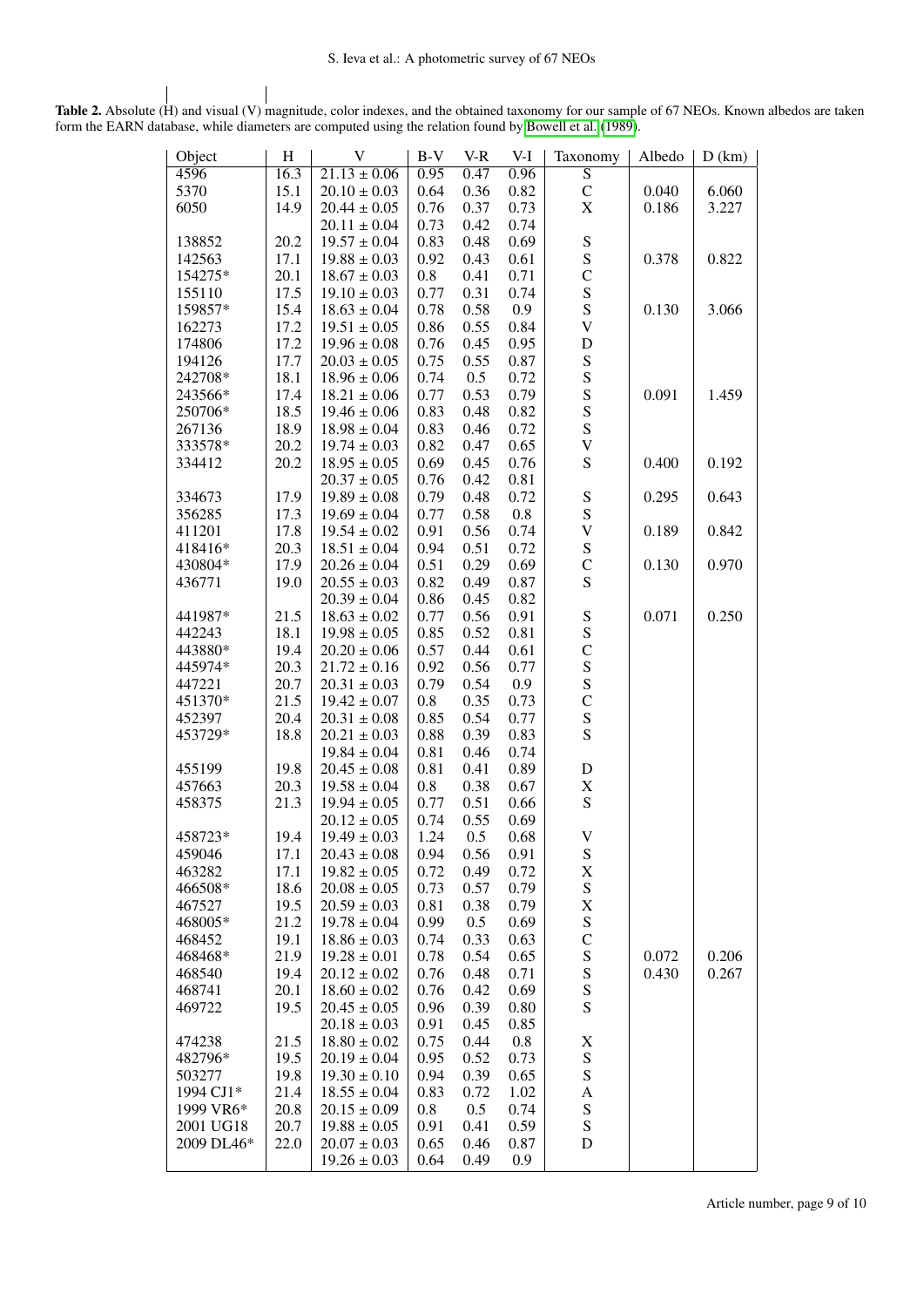**Table 2.** Absolute (H) and visual (V) magnitude, color indexes, and the obtained taxonomy for our sample of 67 NEOs. Known albedos are taken form the EARN database, while diameters are computed using the relation found by Bowell et al. (1989).

| Object | H | V | B-V | V-R | V-I | Taxonomy | Albedo | D (km) |
|---|---|---|---|---|---|---|---|---|
| 4596 | 16.3 | 21.13 ± 0.06 | 0.95 | 0.47 | 0.96 | S | | |
| 5370 | 15.1 | 20.10 ± 0.03 | 0.64 | 0.36 | 0.82 | C | 0.040 | 6.060 |
| 6050 | 14.9 | 20.44 ± 0.05 | 0.76 | 0.37 | 0.73 | X | 0.186 | 3.227 |
| | | 20.11 ± 0.04 | 0.73 | 0.42 | 0.74 | | | |
| 138852 | 20.2 | 19.57 ± 0.04 | 0.83 | 0.48 | 0.69 | S | | |
| 142563 | 17.1 | 19.88 ± 0.03 | 0.92 | 0.43 | 0.61 | S | 0.378 | 0.822 |
| 154275* | 20.1 | 18.67 ± 0.03 | 0.8 | 0.41 | 0.71 | C | | |
| 155110 | 17.5 | 19.10 ± 0.03 | 0.77 | 0.31 | 0.74 | S | | |
| 159857* | 15.4 | 18.63 ± 0.04 | 0.78 | 0.58 | 0.9 | S | 0.130 | 3.066 |
| 162273 | 17.2 | 19.51 ± 0.05 | 0.86 | 0.55 | 0.84 | V | | |
| 174806 | 17.2 | 19.96 ± 0.08 | 0.76 | 0.45 | 0.95 | D | | |
| 194126 | 17.7 | 20.03 ± 0.05 | 0.75 | 0.55 | 0.87 | S | | |
| 242708* | 18.1 | 18.96 ± 0.06 | 0.74 | 0.5 | 0.72 | S | | |
| 243566* | 17.4 | 18.21 ± 0.06 | 0.77 | 0.53 | 0.79 | S | 0.091 | 1.459 |
| 250706* | 18.5 | 19.46 ± 0.06 | 0.83 | 0.48 | 0.82 | S | | |
| 267136 | 18.9 | 18.98 ± 0.04 | 0.83 | 0.46 | 0.72 | S | | |
| 333578* | 20.2 | 19.74 ± 0.03 | 0.82 | 0.47 | 0.65 | V | | |
| 334412 | 20.2 | 18.95 ± 0.05 | 0.69 | 0.45 | 0.76 | S | 0.400 | 0.192 |
| | | 20.37 ± 0.05 | 0.76 | 0.42 | 0.81 | | | |
| 334673 | 17.9 | 19.89 ± 0.08 | 0.79 | 0.48 | 0.72 | S | 0.295 | 0.643 |
| 356285 | 17.3 | 19.69 ± 0.04 | 0.77 | 0.58 | 0.8 | S | | |
| 411201 | 17.8 | 19.54 ± 0.02 | 0.91 | 0.56 | 0.74 | V | 0.189 | 0.842 |
| 418416* | 20.3 | 18.51 ± 0.04 | 0.94 | 0.51 | 0.72 | S | | |
| 430804* | 17.9 | 20.26 ± 0.04 | 0.51 | 0.29 | 0.69 | C | 0.130 | 0.970 |
| 436771 | 19.0 | 20.55 ± 0.03 | 0.82 | 0.49 | 0.87 | S | | |
| | | 20.39 ± 0.04 | 0.86 | 0.45 | 0.82 | | | |
| 441987* | 21.5 | 18.63 ± 0.02 | 0.77 | 0.56 | 0.91 | S | 0.071 | 0.250 |
| 442243 | 18.1 | 19.98 ± 0.05 | 0.85 | 0.52 | 0.81 | S | | |
| 443880* | 19.4 | 20.20 ± 0.06 | 0.57 | 0.44 | 0.61 | C | | |
| 445974* | 20.3 | 21.72 ± 0.16 | 0.92 | 0.56 | 0.77 | S | | |
| 447221 | 20.7 | 20.31 ± 0.03 | 0.79 | 0.54 | 0.9 | S | | |
| 451370* | 21.5 | 19.42 ± 0.07 | 0.8 | 0.35 | 0.73 | C | | |
| 452397 | 20.4 | 20.31 ± 0.08 | 0.85 | 0.54 | 0.77 | S | | |
| 453729* | 18.8 | 20.21 ± 0.03 | 0.88 | 0.39 | 0.83 | S | | |
| | | 19.84 ± 0.04 | 0.81 | 0.46 | 0.74 | | | |
| 455199 | 19.8 | 20.45 ± 0.08 | 0.81 | 0.41 | 0.89 | D | | |
| 457663 | 20.3 | 19.58 ± 0.04 | 0.8 | 0.38 | 0.67 | X | | |
| 458375 | 21.3 | 19.94 ± 0.05 | 0.77 | 0.51 | 0.66 | S | | |
| | | 20.12 ± 0.05 | 0.74 | 0.55 | 0.69 | | | |
| 458723* | 19.4 | 19.49 ± 0.03 | 1.24 | 0.5 | 0.68 | V | | |
| 459046 | 17.1 | 20.43 ± 0.08 | 0.94 | 0.56 | 0.91 | S | | |
| 463282 | 17.1 | 19.82 ± 0.05 | 0.72 | 0.49 | 0.72 | X | | |
| 466508* | 18.6 | 20.08 ± 0.05 | 0.73 | 0.57 | 0.79 | S | | |
| 467527 | 19.5 | 20.59 ± 0.03 | 0.81 | 0.38 | 0.79 | X | | |
| 468005* | 21.2 | 19.78 ± 0.04 | 0.99 | 0.5 | 0.69 | S | | |
| 468452 | 19.1 | 18.86 ± 0.03 | 0.74 | 0.33 | 0.63 | C | | |
| 468468* | 21.9 | 19.28 ± 0.01 | 0.78 | 0.54 | 0.65 | S | 0.072 | 0.206 |
| 468540 | 19.4 | 20.12 ± 0.02 | 0.76 | 0.48 | 0.71 | S | 0.430 | 0.267 |
| 468741 | 20.1 | 18.60 ± 0.02 | 0.76 | 0.42 | 0.69 | S | | |
| 469722 | 19.5 | 20.45 ± 0.05 | 0.96 | 0.39 | 0.80 | S | | |
| | | 20.18 ± 0.03 | 0.91 | 0.45 | 0.85 | | | |
| 474238 | 21.5 | 18.80 ± 0.02 | 0.75 | 0.44 | 0.8 | X | | |
| 482796* | 19.5 | 20.19 ± 0.04 | 0.95 | 0.52 | 0.73 | S | | |
| 503277 | 19.8 | 19.30 ± 0.10 | 0.94 | 0.39 | 0.65 | S | | |
| 1994 CJ1* | 21.4 | 18.55 ± 0.04 | 0.83 | 0.72 | 1.02 | A | | |
| 1999 VR6* | 20.8 | 20.15 ± 0.09 | 0.8 | 0.5 | 0.74 | S | | |
| 2001 UG18 | 20.7 | 19.88 ± 0.05 | 0.91 | 0.41 | 0.59 | S | | |
| 2009 DL46* | 22.0 | 20.07 ± 0.03 | 0.65 | 0.46 | 0.87 | D | | |
| | | 19.26 ± 0.03 | 0.64 | 0.49 | 0.9 | | | |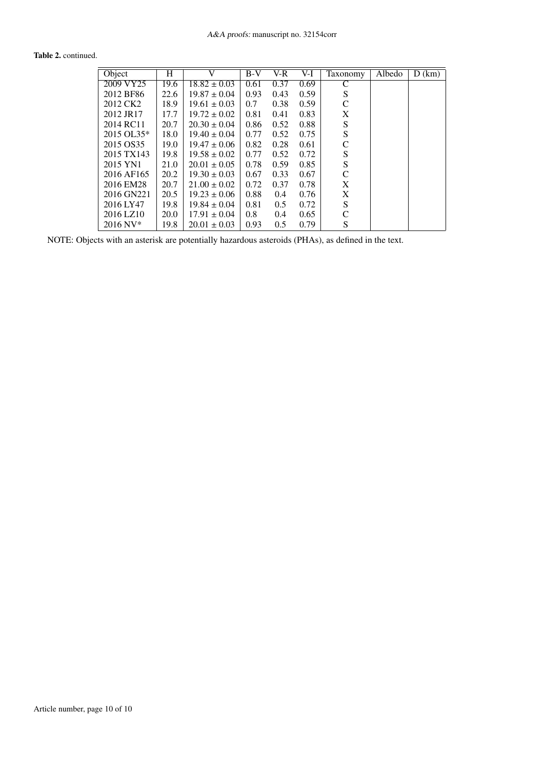**Table 2.** continued.

| Object | H | V | B-V | V-R | V-I | Taxonomy | Albedo | D (km) |
|---|---|---|---|---|---|---|---|---|
| 2009 VY25 | 19.6 | 18.82 ± 0.03 | 0.61 | 0.37 | 0.69 | C | | |
| 2012 BF86 | 22.6 | 19.87 ± 0.04 | 0.93 | 0.43 | 0.59 | S | | |
| 2012 CK2 | 18.9 | 19.61 ± 0.03 | 0.7 | 0.38 | 0.59 | C | | |
| 2012 JR17 | 17.7 | 19.72 ± 0.02 | 0.81 | 0.41 | 0.83 | X | | |
| 2014 RC11 | 20.7 | 20.30 ± 0.04 | 0.86 | 0.52 | 0.88 | S | | |
| 2015 OL35* | 18.0 | 19.40 ± 0.04 | 0.77 | 0.52 | 0.75 | S | | |
| 2015 OS35 | 19.0 | 19.47 ± 0.06 | 0.82 | 0.28 | 0.61 | C | | |
| 2015 TX143 | 19.8 | 19.58 ± 0.02 | 0.77 | 0.52 | 0.72 | S | | |
| 2015 YN1 | 21.0 | 20.01 ± 0.05 | 0.78 | 0.59 | 0.85 | S | | |
| 2016 AF165 | 20.2 | 19.30 ± 0.03 | 0.67 | 0.33 | 0.67 | C | | |
| 2016 EM28 | 20.7 | 21.00 ± 0.02 | 0.72 | 0.37 | 0.78 | X | | |
| 2016 GN221 | 20.5 | 19.23 ± 0.06 | 0.88 | 0.4 | 0.76 | X | | |
| 2016 LY47 | 19.8 | 19.84 ± 0.04 | 0.81 | 0.5 | 0.72 | S | | |
| 2016 LZ10 | 20.0 | 17.91 ± 0.04 | 0.8 | 0.4 | 0.65 | C | | |
| 2016 NV* | 19.8 | 20.01 ± 0.03 | 0.93 | 0.5 | 0.79 | S | | |

NOTE: Objects with an asterisk are potentially hazardous asteroids (PHAs), as defined in the text.